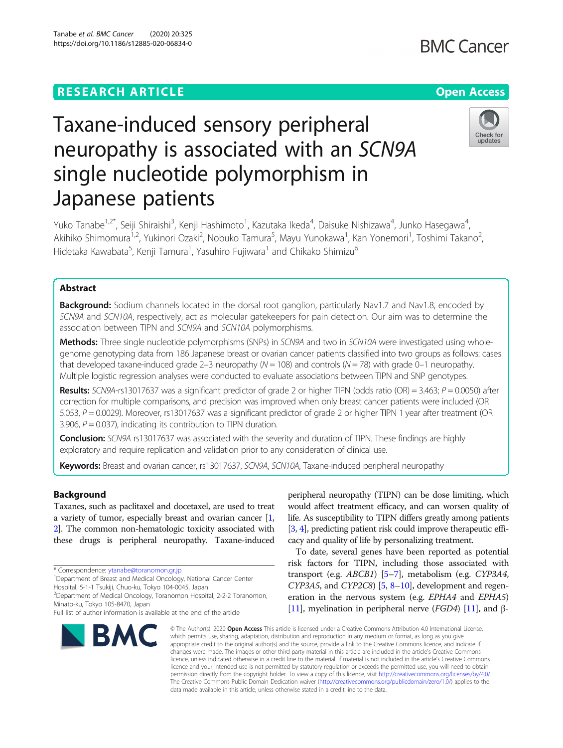RESEARCH ARTICLE

Open Access

# Taxane-induced sensory peripheral neuropathy is associated with an *SCN9A* single nucleotide polymorphism in Japanese patients

Yuko Tanabe[1,2*], Seiji Shiraishi[3], Kenji Hashimoto[1], Kazutaka Ikeda[4], Daisuke Nishizawa[4], Junko Hasegawa[4], Akihiko Shimomura[1,2], Yukinori Ozaki[2], Nobuko Tamura[5], Mayu Yunokawa[1], Kan Yonemori[1], Toshimi Takano[2], Hidetaka Kawabata[5], Kenji Tamura[1], Yasuhiro Fujiwara[1] and Chikako Shimizu[6]

## Abstract

**Background:** Sodium channels located in the dorsal root ganglion, particularly Nav1.7 and Nav1.8, encoded by *SCN9A* and *SCN10A*, respectively, act as molecular gatekeepers for pain detection. Our aim was to determine the association between TIPN and *SCN9A* and *SCN10A* polymorphisms.

**Methods:** Three single nucleotide polymorphisms (SNPs) in *SCN9A* and two in *SCN10A* were investigated using whole-genome genotyping data from 186 Japanese breast or ovarian cancer patients classified into two groups as follows: cases that developed taxane-induced grade 2–3 neuropathy ($N = 108$) and controls ($N = 78$) with grade 0–1 neuropathy. Multiple logistic regression analyses were conducted to evaluate associations between TIPN and SNP genotypes.

**Results:** *SCN9A*-rs13017637 was a significant predictor of grade 2 or higher TIPN (odds ratio (OR) = 3.463; $P = 0.0050$) after correction for multiple comparisons, and precision was improved when only breast cancer patients were included (OR 5.053, $P = 0.0029$). Moreover, rs13017637 was a significant predictor of grade 2 or higher TIPN 1 year after treatment (OR 3.906, $P = 0.037$), indicating its contribution to TIPN duration.

**Conclusion:** *SCN9A* rs13017637 was associated with the severity and duration of TIPN. These findings are highly exploratory and require replication and validation prior to any consideration of clinical use.

**Keywords:** Breast and ovarian cancer, rs13017637, *SCN9A*, *SCN10A*, Taxane-induced peripheral neuropathy

## Background

Taxanes, such as paclitaxel and docetaxel, are used to treat a variety of tumor, especially breast and ovarian cancer [1, 2]. The common non-hematologic toxicity associated with these drugs is peripheral neuropathy. Taxane-induced peripheral neuropathy (TIPN) can be dose limiting, which would affect treatment efficacy, and can worsen quality of life. As susceptibility to TIPN differs greatly among patients [3, 4], predicting patient risk could improve therapeutic efficacy and quality of life by personalizing treatment.

To date, several genes have been reported as potential risk factors for TIPN, including those associated with transport (e.g. *ABCB1*) [5–7], metabolism (e.g. *CYP3A4*, *CYP3A5*, and *CYP2C8*) [5, 8–10], development and regeneration in the nervous system (e.g. *EPHA4* and *EPHA5*) [11], myelination in peripheral nerve (*FGD4*) [11], and β-

\* Correspondence: ytanabe@toranomon.gr.jp
[1]Department of Breast and Medical Oncology, National Cancer Center Hospital, 5-1-1 Tsukiji, Chuo-ku, Tokyo 104-0045, Japan
[2]Department of Medical Oncology, Toranomon Hospital, 2-2-2 Toranomon, Minato-ku, Tokyo 105-8470, Japan
Full list of author information is available at the end of the article

© The Author(s). 2020 **Open Access** This article is licensed under a Creative Commons Attribution 4.0 International License, which permits use, sharing, adaptation, distribution and reproduction in any medium or format, as long as you give appropriate credit to the original author(s) and the source, provide a link to the Creative Commons licence, and indicate if changes were made. The images or other third party material in this article are included in the article's Creative Commons licence, unless indicated otherwise in a credit line to the material. If material is not included in the article's Creative Commons licence and your intended use is not permitted by statutory regulation or exceeds the permitted use, you will need to obtain permission directly from the copyright holder. To view a copy of this licence, visit http://creativecommons.org/licenses/by/4.0/. The Creative Commons Public Domain Dedication waiver (http://creativecommons.org/publicdomain/zero/1.0/) applies to the data made available in this article, unless otherwise stated in a credit line to the data.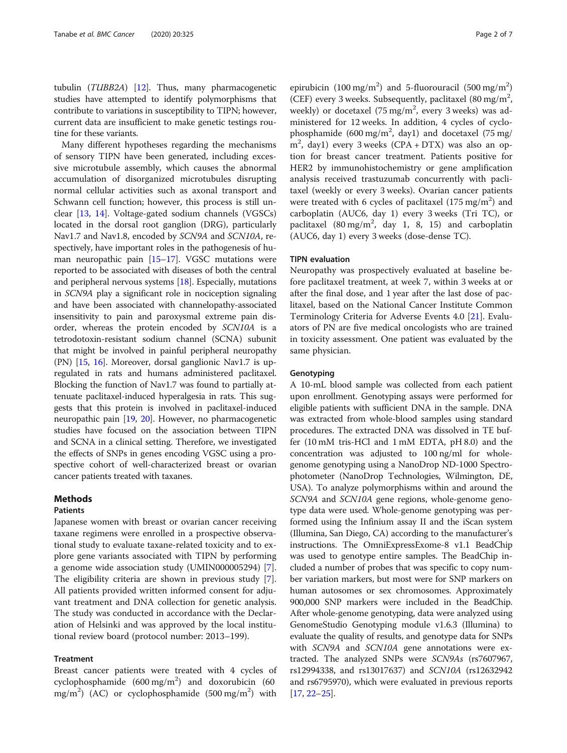tubulin (*TUBB2A*) [12]. Thus, many pharmacogenetic studies have attempted to identify polymorphisms that contribute to variations in susceptibility to TIPN; however, current data are insufficient to make genetic testings routine for these variants.

Many different hypotheses regarding the mechanisms of sensory TIPN have been generated, including excessive microtubule assembly, which causes the abnormal accumulation of disorganized microtubules disrupting normal cellular activities such as axonal transport and Schwann cell function; however, this process is still unclear [13, 14]. Voltage-gated sodium channels (VGSCs) located in the dorsal root ganglion (DRG), particularly Nav1.7 and Nav1.8, encoded by *SCN9A* and *SCN10A*, respectively, have important roles in the pathogenesis of human neuropathic pain [15–17]. VGSC mutations were reported to be associated with diseases of both the central and peripheral nervous systems [18]. Especially, mutations in *SCN9A* play a significant role in nociception signaling and have been associated with channelopathy-associated insensitivity to pain and paroxysmal extreme pain disorder, whereas the protein encoded by *SCN10A* is a tetrodotoxin-resistant sodium channel (SCNA) subunit that might be involved in painful peripheral neuropathy (PN) [15, 16]. Moreover, dorsal ganglionic Nav1.7 is upregulated in rats and humans administered paclitaxel. Blocking the function of Nav1.7 was found to partially attenuate paclitaxel-induced hyperalgesia in rats. This suggests that this protein is involved in paclitaxel-induced neuropathic pain [19, 20]. However, no pharmacogenetic studies have focused on the association between TIPN and SCNA in a clinical setting. Therefore, we investigated the effects of SNPs in genes encoding VGSC using a prospective cohort of well-characterized breast or ovarian cancer patients treated with taxanes.

## Methods

### Patients

Japanese women with breast or ovarian cancer receiving taxane regimens were enrolled in a prospective observational study to evaluate taxane-related toxicity and to explore gene variants associated with TIPN by performing a genome wide association study (UMIN000005294) [7]. The eligibility criteria are shown in previous study [7]. All patients provided written informed consent for adjuvant treatment and DNA collection for genetic analysis. The study was conducted in accordance with the Declaration of Helsinki and was approved by the local institutional review board (protocol number: 2013–199).

### Treatment

Breast cancer patients were treated with 4 cycles of cyclophosphamide (600 mg/m$^2$) and doxorubicin (60 mg/m$^2$) (AC) or cyclophosphamide (500 mg/m$^2$) with epirubicin (100 mg/m$^2$) and 5-fluorouracil (500 mg/m$^2$) (CEF) every 3 weeks. Subsequently, paclitaxel (80 mg/m$^2$, weekly) or docetaxel (75 mg/m$^2$, every 3 weeks) was administered for 12 weeks. In addition, 4 cycles of cyclophosphamide (600 mg/m$^2$, day1) and docetaxel (75 mg/m$^2$, day1) every 3 weeks (CPA + DTX) was also an option for breast cancer treatment. Patients positive for HER2 by immunohistochemistry or gene amplification analysis received trastuzumab concurrently with paclitaxel (weekly or every 3 weeks). Ovarian cancer patients were treated with 6 cycles of paclitaxel (175 mg/m$^2$) and carboplatin (AUC6, day 1) every 3 weeks (Tri TC), or paclitaxel (80 mg/m$^2$, day 1, 8, 15) and carboplatin (AUC6, day 1) every 3 weeks (dose-dense TC).

### TIPN evaluation

Neuropathy was prospectively evaluated at baseline before paclitaxel treatment, at week 7, within 3 weeks at or after the final dose, and 1 year after the last dose of paclitaxel, based on the National Cancer Institute Common Terminology Criteria for Adverse Events 4.0 [21]. Evaluators of PN are five medical oncologists who are trained in toxicity assessment. One patient was evaluated by the same physician.

### Genotyping

A 10-mL blood sample was collected from each patient upon enrollment. Genotyping assays were performed for eligible patients with sufficient DNA in the sample. DNA was extracted from whole-blood samples using standard procedures. The extracted DNA was dissolved in TE buffer (10 mM tris-HCl and 1 mM EDTA, pH 8.0) and the concentration was adjusted to 100 ng/ml for whole-genome genotyping using a NanoDrop ND-1000 Spectrophotometer (NanoDrop Technologies, Wilmington, DE, USA). To analyze polymorphisms within and around the *SCN9A* and *SCN10A* gene regions, whole-genome genotype data were used. Whole-genome genotyping was performed using the Infinium assay II and the iScan system (Illumina, San Diego, CA) according to the manufacturer's instructions. The OmniExpressExome-8 v1.1 BeadChip was used to genotype entire samples. The BeadChip included a number of probes that was specific to copy number variation markers, but most were for SNP markers on human autosomes or sex chromosomes. Approximately 900,000 SNP markers were included in the BeadChip. After whole-genome genotyping, data were analyzed using GenomeStudio Genotyping module v1.6.3 (Illumina) to evaluate the quality of results, and genotype data for SNPs with *SCN9A* and *SCN10A* gene annotations were extracted. The analyzed SNPs were *SCN9As* (rs7607967, rs12994338, and rs13017637) and *SCN10A* (rs12632942 and rs6795970), which were evaluated in previous reports [17, 22–25].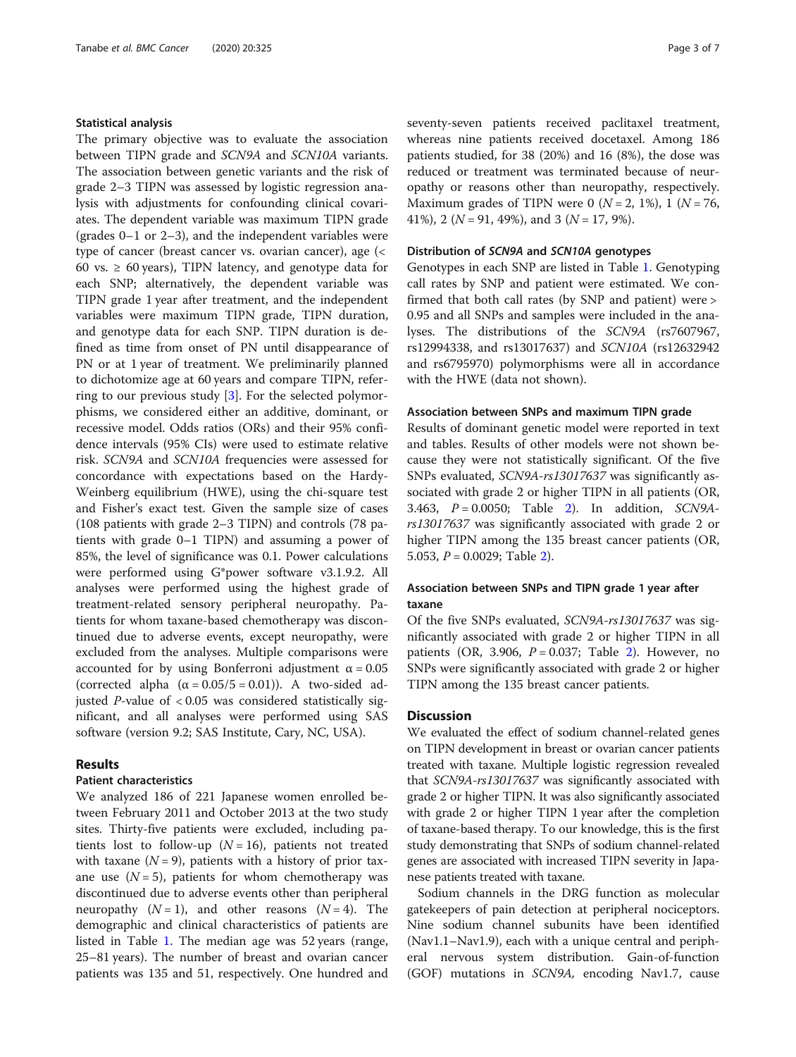### Statistical analysis

The primary objective was to evaluate the association between TIPN grade and *SCN9A* and *SCN10A* variants. The association between genetic variants and the risk of grade 2–3 TIPN was assessed by logistic regression analysis with adjustments for confounding clinical covariates. The dependent variable was maximum TIPN grade (grades 0–1 or 2–3), and the independent variables were type of cancer (breast cancer vs. ovarian cancer), age (< 60 vs. ≥ 60 years), TIPN latency, and genotype data for each SNP; alternatively, the dependent variable was TIPN grade 1 year after treatment, and the independent variables were maximum TIPN grade, TIPN duration, and genotype data for each SNP. TIPN duration is defined as time from onset of PN until disappearance of PN or at 1 year of treatment. We preliminarily planned to dichotomize age at 60 years and compare TIPN, referring to our previous study [3]. For the selected polymorphisms, we considered either an additive, dominant, or recessive model. Odds ratios (ORs) and their 95% confidence intervals (95% CIs) were used to estimate relative risk. *SCN9A* and *SCN10A* frequencies were assessed for concordance with expectations based on the Hardy-Weinberg equilibrium (HWE), using the chi-square test and Fisher's exact test. Given the sample size of cases (108 patients with grade 2–3 TIPN) and controls (78 patients with grade 0–1 TIPN) and assuming a power of 85%, the level of significance was 0.1. Power calculations were performed using G*power software v3.1.9.2. All analyses were performed using the highest grade of treatment-related sensory peripheral neuropathy. Patients for whom taxane-based chemotherapy was discontinued due to adverse events, except neuropathy, were excluded from the analyses. Multiple comparisons were accounted for by using Bonferroni adjustment $\alpha = 0.05$ (corrected alpha ($\alpha = 0.05/5 = 0.01$)). A two-sided adjusted *P*-value of < 0.05 was considered statistically significant, and all analyses were performed using SAS software (version 9.2; SAS Institute, Cary, NC, USA).

## Results

### Patient characteristics

We analyzed 186 of 221 Japanese women enrolled between February 2011 and October 2013 at the two study sites. Thirty-five patients were excluded, including patients lost to follow-up ($N = 16$), patients not treated with taxane ($N = 9$), patients with a history of prior taxane use ($N = 5$), patients for whom chemotherapy was discontinued due to adverse events other than peripheral neuropathy ($N = 1$), and other reasons ($N = 4$). The demographic and clinical characteristics of patients are listed in Table 1. The median age was 52 years (range, 25–81 years). The number of breast and ovarian cancer patients was 135 and 51, respectively. One hundred and seventy-seven patients received paclitaxel treatment, whereas nine patients received docetaxel. Among 186 patients studied, for 38 (20%) and 16 (8%), the dose was reduced or treatment was terminated because of neuropathy or reasons other than neuropathy, respectively. Maximum grades of TIPN were 0 ($N = 2$, 1%), 1 ($N = 76$, 41%), 2 ($N = 91$, 49%), and 3 ($N = 17$, 9%).

### Distribution of *SCN9A* and *SCN10A* genotypes

Genotypes in each SNP are listed in Table 1. Genotyping call rates by SNP and patient were estimated. We confirmed that both call rates (by SNP and patient) were > 0.95 and all SNPs and samples were included in the analyses. The distributions of the *SCN9A* (rs7607967, rs12994338, and rs13017637) and *SCN10A* (rs12632942 and rs6795970) polymorphisms were all in accordance with the HWE (data not shown).

### Association between SNPs and maximum TIPN grade

Results of dominant genetic model were reported in text and tables. Results of other models were not shown because they were not statistically significant. Of the five SNPs evaluated, *SCN9A-rs13017637* was significantly associated with grade 2 or higher TIPN in all patients (OR, 3.463, $P = 0.0050$; Table 2). In addition, *SCN9A-rs13017637* was significantly associated with grade 2 or higher TIPN among the 135 breast cancer patients (OR, 5.053, $P = 0.0029$; Table 2).

### Association between SNPs and TIPN grade 1 year after taxane

Of the five SNPs evaluated, *SCN9A-rs13017637* was significantly associated with grade 2 or higher TIPN in all patients (OR, 3.906, $P = 0.037$; Table 2). However, no SNPs were significantly associated with grade 2 or higher TIPN among the 135 breast cancer patients.

## Discussion

We evaluated the effect of sodium channel-related genes on TIPN development in breast or ovarian cancer patients treated with taxane. Multiple logistic regression revealed that *SCN9A-rs13017637* was significantly associated with grade 2 or higher TIPN. It was also significantly associated with grade 2 or higher TIPN 1 year after the completion of taxane-based therapy. To our knowledge, this is the first study demonstrating that SNPs of sodium channel-related genes are associated with increased TIPN severity in Japanese patients treated with taxane.

Sodium channels in the DRG function as molecular gatekeepers of pain detection at peripheral nociceptors. Nine sodium channel subunits have been identified (Nav1.1–Nav1.9), each with a unique central and peripheral nervous system distribution. Gain-of-function (GOF) mutations in *SCN9A*, encoding Nav1.7, cause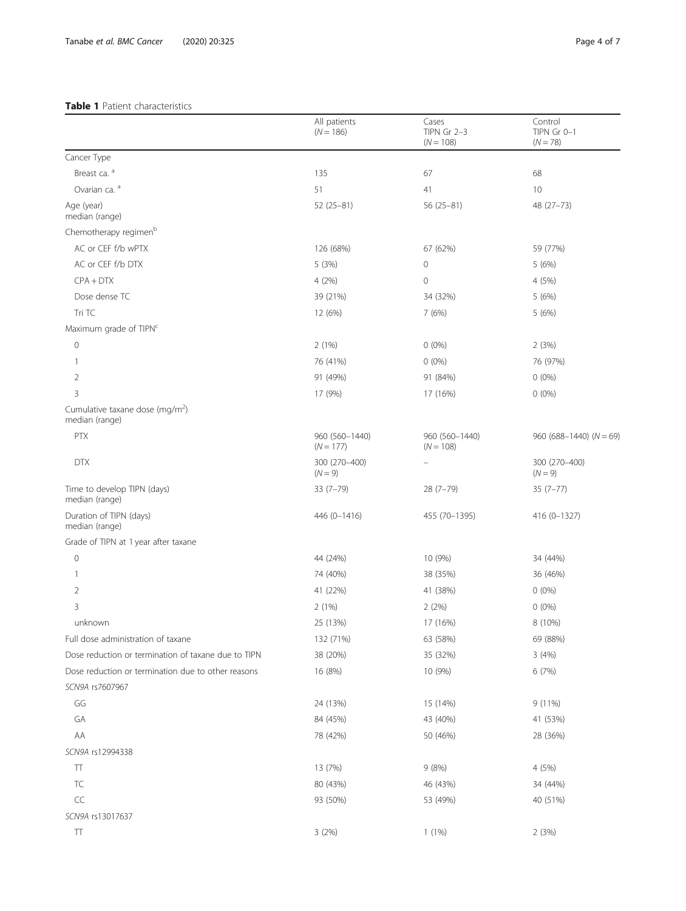**Table 1** Patient characteristics

| | All patients ($N = 186$) | Cases TIPN Gr 2–3 ($N = 108$) | Control TIPN Gr 0–1 ($N = 78$) |
|---|---|---|---|
| Cancer Type | | | |
| Breast ca. [a] | 135 | 67 | 68 |
| Ovarian ca. [a] | 51 | 41 | 10 |
| Age (year) median (range) | 52 (25–81) | 56 (25–81) | 48 (27–73) |
| Chemotherapy regimen[b] | | | |
| AC or CEF f/b wPTX | 126 (68%) | 67 (62%) | 59 (77%) |
| AC or CEF f/b DTX | 5 (3%) | 0 | 5 (6%) |
| CPA + DTX | 4 (2%) | 0 | 4 (5%) |
| Dose dense TC | 39 (21%) | 34 (32%) | 5 (6%) |
| Tri TC | 12 (6%) | 7 (6%) | 5 (6%) |
| Maximum grade of TIPN[c] | | | |
| 0 | 2 (1%) | 0 (0%) | 2 (3%) |
| 1 | 76 (41%) | 0 (0%) | 76 (97%) |
| 2 | 91 (49%) | 91 (84%) | 0 (0%) |
| 3 | 17 (9%) | 17 (16%) | 0 (0%) |
| Cumulative taxane dose (mg/m$^2$) median (range) | | | |
| PTX | 960 (560–1440) ($N = 177$) | 960 (560–1440) ($N = 108$) | 960 (688–1440) ($N = 69$) |
| DTX | 300 (270–400) ($N = 9$) | – | 300 (270–400) ($N = 9$) |
| Time to develop TIPN (days) median (range) | 33 (7–79) | 28 (7–79) | 35 (7–77) |
| Duration of TIPN (days) median (range) | 446 (0–1416) | 455 (70–1395) | 416 (0–1327) |
| Grade of TIPN at 1 year after taxane | | | |
| 0 | 44 (24%) | 10 (9%) | 34 (44%) |
| 1 | 74 (40%) | 38 (35%) | 36 (46%) |
| 2 | 41 (22%) | 41 (38%) | 0 (0%) |
| 3 | 2 (1%) | 2 (2%) | 0 (0%) |
| unknown | 25 (13%) | 17 (16%) | 8 (10%) |
| Full dose administration of taxane | 132 (71%) | 63 (58%) | 69 (88%) |
| Dose reduction or termination of taxane due to TIPN | 38 (20%) | 35 (32%) | 3 (4%) |
| Dose reduction or termination due to other reasons | 16 (8%) | 10 (9%) | 6 (7%) |
| *SCN9A* rs7607967 | | | |
| GG | 24 (13%) | 15 (14%) | 9 (11%) |
| GA | 84 (45%) | 43 (40%) | 41 (53%) |
| AA | 78 (42%) | 50 (46%) | 28 (36%) |
| *SCN9A* rs12994338 | | | |
| TT | 13 (7%) | 9 (8%) | 4 (5%) |
| TC | 80 (43%) | 46 (43%) | 34 (44%) |
| CC | 93 (50%) | 53 (49%) | 40 (51%) |
| *SCN9A* rs13017637 | | | |
| TT | 3 (2%) | 1 (1%) | 2 (3%) |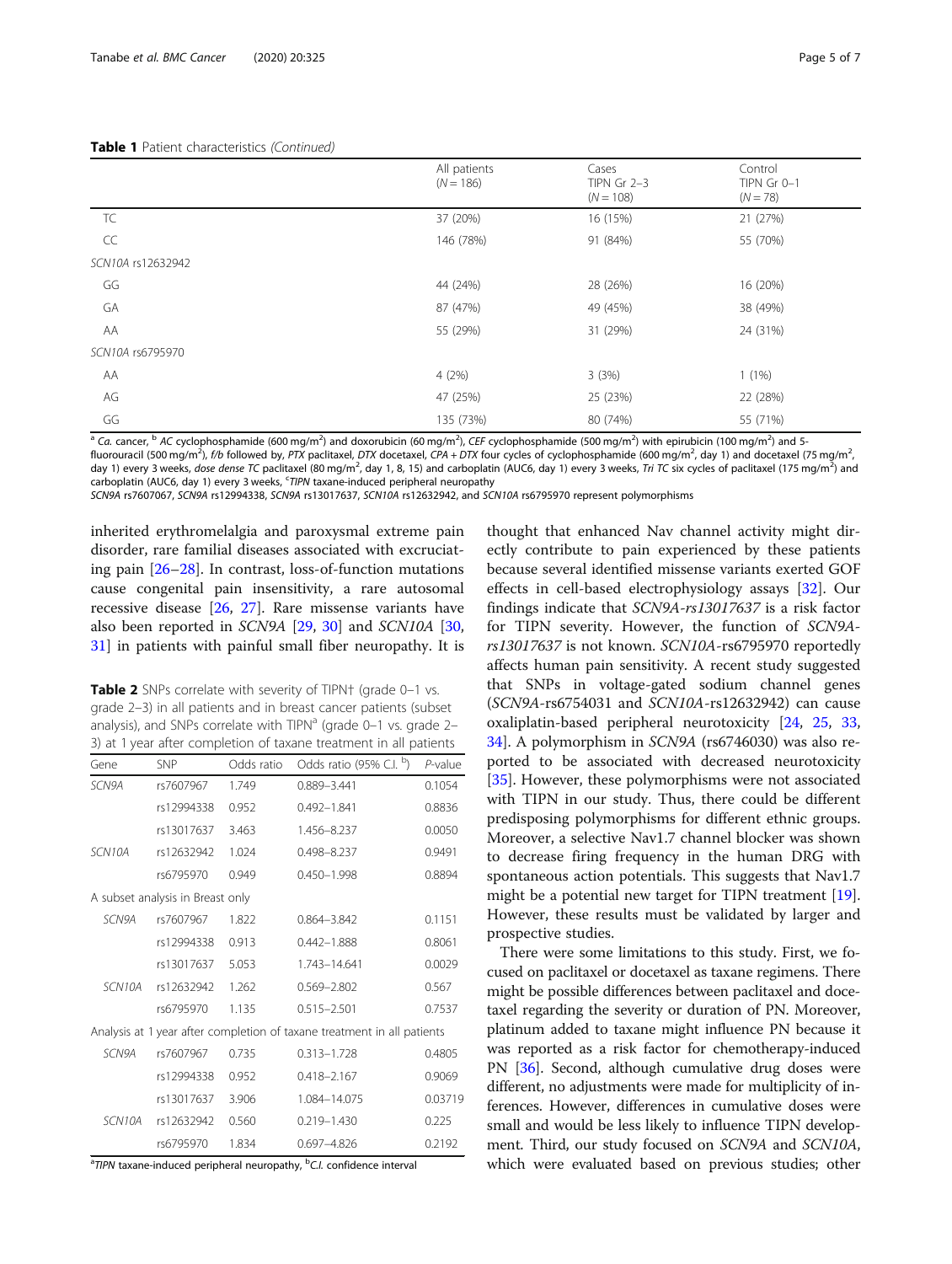**Table 1** Patient characteristics *(Continued)*

| | All patients (N = 186) | Cases TIPN Gr 2–3 (N = 108) | Control TIPN Gr 0–1 (N = 78) |
|---|---|---|---|
| TC | 37 (20%) | 16 (15%) | 21 (27%) |
| CC | 146 (78%) | 91 (84%) | 55 (70%) |
| *SCN10A* rs12632942 | | | |
| GG | 44 (24%) | 28 (26%) | 16 (20%) |
| GA | 87 (47%) | 49 (45%) | 38 (49%) |
| AA | 55 (29%) | 31 (29%) | 24 (31%) |
| *SCN10A* rs6795970 | | | |
| AA | 4 (2%) | 3 (3%) | 1 (1%) |
| AG | 47 (25%) | 25 (23%) | 22 (28%) |
| GG | 135 (73%) | 80 (74%) | 55 (71%) |

[a] *Ca.* cancer, [b] *AC* cyclophosphamide (600 mg/m$^2$) and doxorubicin (60 mg/m$^2$), *CEF* cyclophosphamide (500 mg/m$^2$) with epirubicin (100 mg/m$^2$) and 5-fluorouracil (500 mg/m$^2$), *f/b* followed by, *PTX* paclitaxel, *DTX* docetaxel, *CPA + DTX* four cycles of cyclophosphamide (600 mg/m$^2$, day 1) and docetaxel (75 mg/m$^2$, day 1) every 3 weeks, *dose dense TC* paclitaxel (80 mg/m$^2$, day 1, 8, 15) and carboplatin (AUC6, day 1) every 3 weeks, *Tri TC* six cycles of paclitaxel (175 mg/m$^2$) and carboplatin (AUC6, day 1) every 3 weeks, [c]*TIPN* taxane-induced peripheral neuropathy

*SCN9A* rs7607067, *SCN9A* rs12994338, *SCN9A* rs13017637, *SCN10A* rs12632942, and *SCN10A* rs6795970 represent polymorphisms

inherited erythromelalgia and paroxysmal extreme pain disorder, rare familial diseases associated with excruciating pain [26–28]. In contrast, loss-of-function mutations cause congenital pain insensitivity, a rare autosomal recessive disease [26, 27]. Rare missense variants have also been reported in *SCN9A* [29, 30] and *SCN10A* [30, 31] in patients with painful small fiber neuropathy. It is thought that enhanced Nav channel activity might directly contribute to pain experienced by these patients because several identified missense variants exerted GOF effects in cell-based electrophysiology assays [32]. Our findings indicate that *SCN9A-rs13017637* is a risk factor for TIPN severity. However, the function of *SCN9A-rs13017637* is not known. *SCN10A*-rs6795970 reportedly affects human pain sensitivity. A recent study suggested that SNPs in voltage-gated sodium channel genes (*SCN9A*-rs6754031 and *SCN10A*-rs12632942) can cause oxaliplatin-based peripheral neurotoxicity [24, 25, 33, 34]. A polymorphism in *SCN9A* (rs6746030) was also reported to be associated with decreased neurotoxicity [35]. However, these polymorphisms were not associated with TIPN in our study. Thus, there could be different predisposing polymorphisms for different ethnic groups. Moreover, a selective Nav1.7 channel blocker was shown to decrease firing frequency in the human DRG with spontaneous action potentials. This suggests that Nav1.7 might be a potential new target for TIPN treatment [19]. However, these results must be validated by larger and prospective studies.

**Table 2** SNPs correlate with severity of TIPN† (grade 0–1 vs. grade 2–3) in all patients and in breast cancer patients (subset analysis), and SNPs correlate with TIPN[a] (grade 0–1 vs. grade 2–3) at 1 year after completion of taxane treatment in all patients

| Gene | SNP | Odds ratio | Odds ratio (95% C.I. [b]) | *P*-value |
|---|---|---|---|---|
| *SCN9A* | rs7607967 | 1.749 | 0.889–3.441 | 0.1054 |
| | rs12994338 | 0.952 | 0.492–1.841 | 0.8836 |
| | rs13017637 | 3.463 | 1.456–8.237 | 0.0050 |
| *SCN10A* | rs12632942 | 1.024 | 0.498–8.237 | 0.9491 |
| | rs6795970 | 0.949 | 0.450–1.998 | 0.8894 |
| A subset analysis in Breast only | | | | |
| *SCN9A* | rs7607967 | 1.822 | 0.864–3.842 | 0.1151 |
| | rs12994338 | 0.913 | 0.442–1.888 | 0.8061 |
| | rs13017637 | 5.053 | 1.743–14.641 | 0.0029 |
| *SCN10A* | rs12632942 | 1.262 | 0.569–2.802 | 0.567 |
| | rs6795970 | 1.135 | 0.515–2.501 | 0.7537 |
| Analysis at 1 year after completion of taxane treatment in all patients | | | | |
| *SCN9A* | rs7607967 | 0.735 | 0.313–1.728 | 0.4805 |
| | rs12994338 | 0.952 | 0.418–2.167 | 0.9069 |
| | rs13017637 | 3.906 | 1.084–14.075 | 0.03719 |
| *SCN10A* | rs12632942 | 0.560 | 0.219–1.430 | 0.225 |
| | rs6795970 | 1.834 | 0.697–4.826 | 0.2192 |

[a]*TIPN* taxane-induced peripheral neuropathy, [b]*C.I.* confidence interval

There were some limitations to this study. First, we focused on paclitaxel or docetaxel as taxane regimens. There might be possible differences between paclitaxel and docetaxel regarding the severity or duration of PN. Moreover, platinum added to taxane might influence PN because it was reported as a risk factor for chemotherapy-induced PN [36]. Second, although cumulative drug doses were different, no adjustments were made for multiplicity of inferences. However, differences in cumulative doses were small and would be less likely to influence TIPN development. Third, our study focused on *SCN9A* and *SCN10A*, which were evaluated based on previous studies; other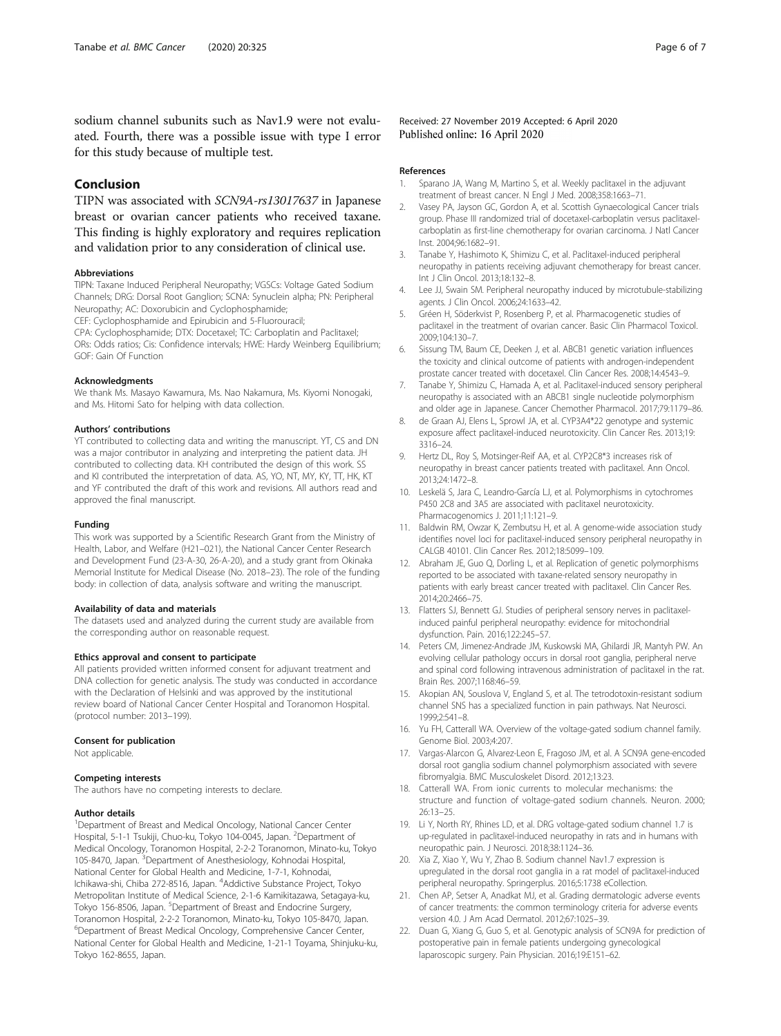sodium channel subunits such as Nav1.9 were not evaluated. Fourth, there was a possible issue with type I error for this study because of multiple test.

## Conclusion

TIPN was associated with *SCN9A-rs13017637* in Japanese breast or ovarian cancer patients who received taxane. This finding is highly exploratory and requires replication and validation prior to any consideration of clinical use.

#### Abbreviations

TIPN: Taxane Induced Peripheral Neuropathy; VGSCs: Voltage Gated Sodium Channels; DRG: Dorsal Root Ganglion; SCNA: Synuclein alpha; PN: Peripheral Neuropathy; AC: Doxorubicin and Cyclophosphamide; CEF: Cyclophosphamide and Epirubicin and 5-Fluorouracil; CPA: Cyclophosphamide; DTX: Docetaxel; TC: Carboplatin and Paclitaxel; ORs: Odds ratios; Cis: Confidence intervals; HWE: Hardy Weinberg Equilibrium; GOF: Gain Of Function

#### Acknowledgments

We thank Ms. Masayo Kawamura, Ms. Nao Nakamura, Ms. Kiyomi Nonogaki, and Ms. Hitomi Sato for helping with data collection.

#### Authors' contributions

YT contributed to collecting data and writing the manuscript. YT, CS and DN was a major contributor in analyzing and interpreting the patient data. JH contributed to collecting data. KH contributed the design of this work. SS and KI contributed the interpretation of data. AS, YO, NT, MY, KY, TT, HK, KT and YF contributed the draft of this work and revisions. All authors read and approved the final manuscript.

#### Funding

This work was supported by a Scientific Research Grant from the Ministry of Health, Labor, and Welfare (H21–021), the National Cancer Center Research and Development Fund (23-A-30, 26-A-20), and a study grant from Okinaka Memorial Institute for Medical Disease (No. 2018–23). The role of the funding body: in collection of data, analysis software and writing the manuscript.

#### Availability of data and materials

The datasets used and analyzed during the current study are available from the corresponding author on reasonable request.

#### Ethics approval and consent to participate

All patients provided written informed consent for adjuvant treatment and DNA collection for genetic analysis. The study was conducted in accordance with the Declaration of Helsinki and was approved by the institutional review board of National Cancer Center Hospital and Toranomon Hospital. (protocol number: 2013–199).

#### Consent for publication

Not applicable.

#### Competing interests

The authors have no competing interests to declare.

#### Author details

[1]Department of Breast and Medical Oncology, National Cancer Center Hospital, 5-1-1 Tsukiji, Chuo-ku, Tokyo 104-0045, Japan. [2]Department of Medical Oncology, Toranomon Hospital, 2-2-2 Toranomon, Minato-ku, Tokyo 105-8470, Japan. [3]Department of Anesthesiology, Kohnodai Hospital, National Center for Global Health and Medicine, 1-7-1, Kohnodai, Ichikawa-shi, Chiba 272-8516, Japan. [4]Addictive Substance Project, Tokyo Metropolitan Institute of Medical Science, 2-1-6 Kamikitazawa, Setagaya-ku, Tokyo 156-8506, Japan. [5]Department of Breast and Endocrine Surgery, Toranomon Hospital, 2-2-2 Toranomon, Minato-ku, Tokyo 105-8470, Japan. [6]Department of Breast Medical Oncology, Comprehensive Cancer Center, National Center for Global Health and Medicine, 1-21-1 Toyama, Shinjuku-ku, Tokyo 162-8655, Japan.

Received: 27 November 2019 Accepted: 6 April 2020
Published online: 16 April 2020

#### References

1. Sparano JA, Wang M, Martino S, et al. Weekly paclitaxel in the adjuvant treatment of breast cancer. N Engl J Med. 2008;358:1663–71.
2. Vasey PA, Jayson GC, Gordon A, et al. Scottish Gynaecological Cancer trials group. Phase III randomized trial of docetaxel-carboplatin versus paclitaxel-carboplatin as first-line chemotherapy for ovarian carcinoma. J Natl Cancer Inst. 2004;96:1682–91.
3. Tanabe Y, Hashimoto K, Shimizu C, et al. Paclitaxel-induced peripheral neuropathy in patients receiving adjuvant chemotherapy for breast cancer. Int J Clin Oncol. 2013;18:132–8.
4. Lee JJ, Swain SM. Peripheral neuropathy induced by microtubule-stabilizing agents. J Clin Oncol. 2006;24:1633–42.
5. Gréen H, Söderkvist P, Rosenberg P, et al. Pharmacogenetic studies of paclitaxel in the treatment of ovarian cancer. Basic Clin Pharmacol Toxicol. 2009;104:130–7.
6. Sissung TM, Baum CE, Deeken J, et al. ABCB1 genetic variation influences the toxicity and clinical outcome of patients with androgen-independent prostate cancer treated with docetaxel. Clin Cancer Res. 2008;14:4543–9.
7. Tanabe Y, Shimizu C, Hamada A, et al. Paclitaxel-induced sensory peripheral neuropathy is associated with an ABCB1 single nucleotide polymorphism and older age in Japanese. Cancer Chemother Pharmacol. 2017;79:1179–86.
8. de Graan AJ, Elens L, Sprowl JA, et al. CYP3A4*22 genotype and systemic exposure affect paclitaxel-induced neurotoxicity. Clin Cancer Res. 2013;19: 3316–24.
9. Hertz DL, Roy S, Motsinger-Reif AA, et al. CYP2C8*3 increases risk of neuropathy in breast cancer patients treated with paclitaxel. Ann Oncol. 2013;24:1472–8.
10. Leskelä S, Jara C, Leandro-García LJ, et al. Polymorphisms in cytochromes P450 2C8 and 3A5 are associated with paclitaxel neurotoxicity. Pharmacogenomics J. 2011;11:121–9.
11. Baldwin RM, Owzar K, Zembutsu H, et al. A genome-wide association study identifies novel loci for paclitaxel-induced sensory peripheral neuropathy in CALGB 40101. Clin Cancer Res. 2012;18:5099–109.
12. Abraham JE, Guo Q, Dorling L, et al. Replication of genetic polymorphisms reported to be associated with taxane-related sensory neuropathy in patients with early breast cancer treated with paclitaxel. Clin Cancer Res. 2014;20:2466–75.
13. Flatters SJ, Bennett GJ. Studies of peripheral sensory nerves in paclitaxel-induced painful peripheral neuropathy: evidence for mitochondrial dysfunction. Pain. 2016;122:245–57.
14. Peters CM, Jimenez-Andrade JM, Kuskowski MA, Ghilardi JR, Mantyh PW. An evolving cellular pathology occurs in dorsal root ganglia, peripheral nerve and spinal cord following intravenous administration of paclitaxel in the rat. Brain Res. 2007;1168:46–59.
15. Akopian AN, Souslova V, England S, et al. The tetrodotoxin-resistant sodium channel SNS has a specialized function in pain pathways. Nat Neurosci. 1999;2:541–8.
16. Yu FH, Catterall WA. Overview of the voltage-gated sodium channel family. Genome Biol. 2003;4:207.
17. Vargas-Alarcon G, Alvarez-Leon E, Fragoso JM, et al. A SCN9A gene-encoded dorsal root ganglia sodium channel polymorphism associated with severe fibromyalgia. BMC Musculoskelet Disord. 2012;13:23.
18. Catterall WA. From ionic currents to molecular mechanisms: the structure and function of voltage-gated sodium channels. Neuron. 2000; 26:13–25.
19. Li Y, North RY, Rhines LD, et al. DRG voltage-gated sodium channel 1.7 is up-regulated in paclitaxel-induced neuropathy in rats and in humans with neuropathic pain. J Neurosci. 2018;38:1124–36.
20. Xia Z, Xiao Y, Wu Y, Zhao B. Sodium channel Nav1.7 expression is upregulated in the dorsal root ganglia in a rat model of paclitaxel-induced peripheral neuropathy. Springerplus. 2016;5:1738 eCollection.
21. Chen AP, Setser A, Anadkat MJ, et al. Grading dermatologic adverse events of cancer treatments: the common terminology criteria for adverse events version 4.0. J Am Acad Dermatol. 2012;67:1025–39.
22. Duan G, Xiang G, Guo S, et al. Genotypic analysis of SCN9A for prediction of postoperative pain in female patients undergoing gynecological laparoscopic surgery. Pain Physician. 2016;19:E151–62.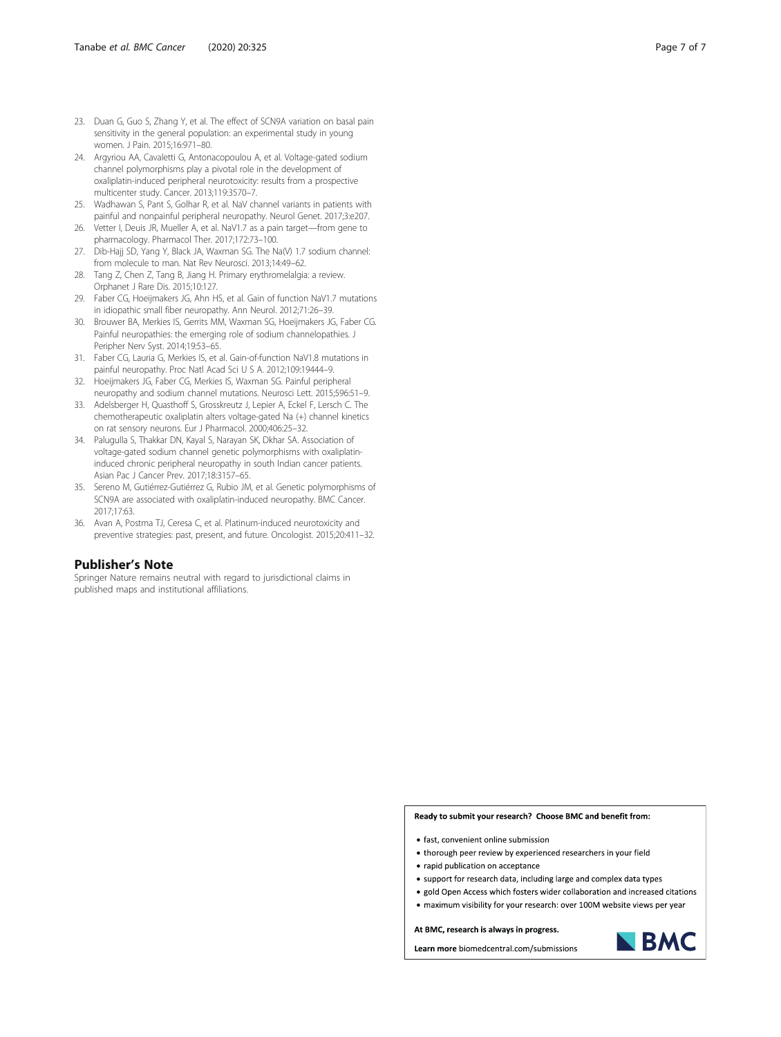23. Duan G, Guo S, Zhang Y, et al. The effect of SCN9A variation on basal pain sensitivity in the general population: an experimental study in young women. J Pain. 2015;16:971–80.
24. Argyriou AA, Cavaletti G, Antonacopoulou A, et al. Voltage-gated sodium channel polymorphisms play a pivotal role in the development of oxaliplatin-induced peripheral neurotoxicity: results from a prospective multicenter study. Cancer. 2013;119:3570–7.
25. Wadhawan S, Pant S, Golhar R, et al. NaV channel variants in patients with painful and nonpainful peripheral neuropathy. Neurol Genet. 2017;3:e207.
26. Vetter I, Deuis JR, Mueller A, et al. NaV1.7 as a pain target—from gene to pharmacology. Pharmacol Ther. 2017;172:73–100.
27. Dib-Hajj SD, Yang Y, Black JA, Waxman SG. The Na(V) 1.7 sodium channel: from molecule to man. Nat Rev Neurosci. 2013;14:49–62.
28. Tang Z, Chen Z, Tang B, Jiang H. Primary erythromelalgia: a review. Orphanet J Rare Dis. 2015;10:127.
29. Faber CG, Hoeijmakers JG, Ahn HS, et al. Gain of function NaV1.7 mutations in idiopathic small fiber neuropathy. Ann Neurol. 2012;71:26–39.
30. Brouwer BA, Merkies IS, Gerrits MM, Waxman SG, Hoeijmakers JG, Faber CG. Painful neuropathies: the emerging role of sodium channelopathies. J Peripher Nerv Syst. 2014;19:53–65.
31. Faber CG, Lauria G, Merkies IS, et al. Gain-of-function NaV1.8 mutations in painful neuropathy. Proc Natl Acad Sci U S A. 2012;109:19444–9.
32. Hoeijmakers JG, Faber CG, Merkies IS, Waxman SG. Painful peripheral neuropathy and sodium channel mutations. Neurosci Lett. 2015;596:51–9.
33. Adelsberger H, Quasthoff S, Grosskreutz J, Lepier A, Eckel F, Lersch C. The chemotherapeutic oxaliplatin alters voltage-gated Na (+) channel kinetics on rat sensory neurons. Eur J Pharmacol. 2000;406:25–32.
34. Palugulla S, Thakkar DN, Kayal S, Narayan SK, Dkhar SA. Association of voltage-gated sodium channel genetic polymorphisms with oxaliplatin-induced chronic peripheral neuropathy in south Indian cancer patients. Asian Pac J Cancer Prev. 2017;18:3157–65.
35. Sereno M, Gutiérrez-Gutiérrez G, Rubio JM, et al. Genetic polymorphisms of SCN9A are associated with oxaliplatin-induced neuropathy. BMC Cancer. 2017;17:63.
36. Avan A, Postma TJ, Ceresa C, et al. Platinum-induced neurotoxicity and preventive strategies: past, present, and future. Oncologist. 2015;20:411–32.

## Publisher's Note

Springer Nature remains neutral with regard to jurisdictional claims in published maps and institutional affiliations.

**Ready to submit your research? Choose BMC and benefit from:**

- fast, convenient online submission
- thorough peer review by experienced researchers in your field
- rapid publication on acceptance
- support for research data, including large and complex data types
- gold Open Access which fosters wider collaboration and increased citations
- maximum visibility for your research: over 100M website views per year

**At BMC, research is always in progress.**

**Learn more** biomedcentral.com/submissions

BMC